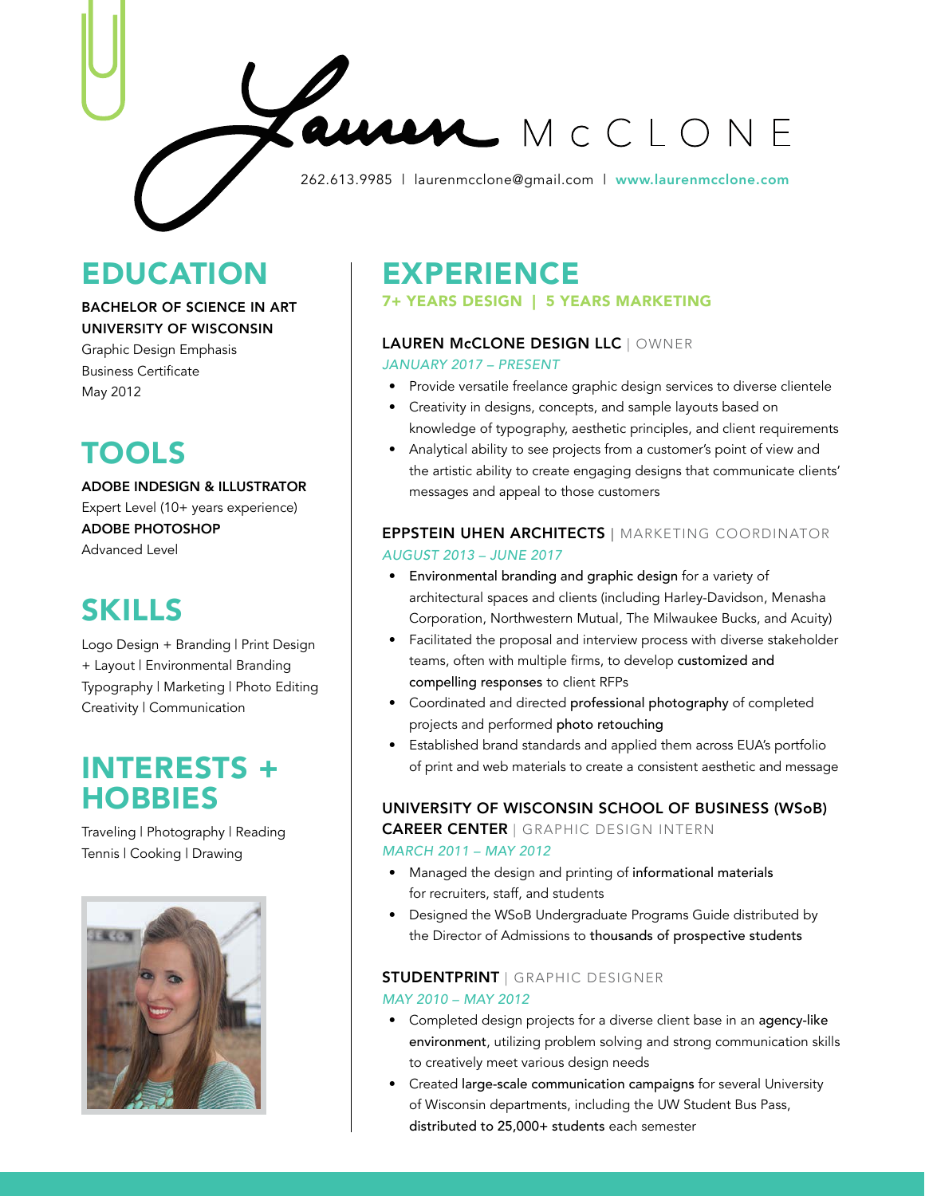# Lauren McCLONE

262.613.9985 | laurenmcclone@gmail.com | www.laurenmcclone.com

## EDUCATION

**BACHELOR OF SCIENCE IN ART**
**UNIVERSITY OF WISCONSIN**
Graphic Design Emphasis
Business Certificate
May 2012

## TOOLS

**ADOBE INDESIGN & ILLUSTRATOR**
Expert Level (10+ years experience)
**ADOBE PHOTOSHOP**
Advanced Level

## SKILLS

Logo Design + Branding | Print Design + Layout | Environmental Branding
Typography | Marketing | Photo Editing
Creativity | Communication

## INTERESTS + HOBBIES

Traveling | Photography | Reading
Tennis | Cooking | Drawing

## EXPERIENCE

**7+ YEARS DESIGN | 5 YEARS MARKETING**

### LAUREN McCLONE DESIGN LLC | OWNER
*JANUARY 2017 – PRESENT*

- Provide versatile freelance graphic design services to diverse clientele
- Creativity in designs, concepts, and sample layouts based on knowledge of typography, aesthetic principles, and client requirements
- Analytical ability to see projects from a customer's point of view and the artistic ability to create engaging designs that communicate clients' messages and appeal to those customers

### EPPSTEIN UHEN ARCHITECTS | MARKETING COORDINATOR
*AUGUST 2013 – JUNE 2017*

- **Environmental branding and graphic design** for a variety of architectural spaces and clients (including Harley-Davidson, Menasha Corporation, Northwestern Mutual, The Milwaukee Bucks, and Acuity)
- Facilitated the proposal and interview process with diverse stakeholder teams, often with multiple firms, to develop **customized and compelling responses** to client RFPs
- Coordinated and directed **professional photography** of completed projects and performed **photo retouching**
- Established brand standards and applied them across EUA's portfolio of print and web materials to create a consistent aesthetic and message

### UNIVERSITY OF WISCONSIN SCHOOL OF BUSINESS (WSoB) CAREER CENTER | GRAPHIC DESIGN INTERN
*MARCH 2011 – MAY 2012*

- Managed the design and printing of **informational materials** for recruiters, staff, and students
- Designed the WSoB Undergraduate Programs Guide distributed by the Director of Admissions to **thousands of prospective students**

### STUDENTPRINT | GRAPHIC DESIGNER
*MAY 2010 – MAY 2012*

- Completed design projects for a diverse client base in an **agency-like environment**, utilizing problem solving and strong communication skills to creatively meet various design needs
- Created **large-scale communication campaigns** for several University of Wisconsin departments, including the UW Student Bus Pass, **distributed to 25,000+ students** each semester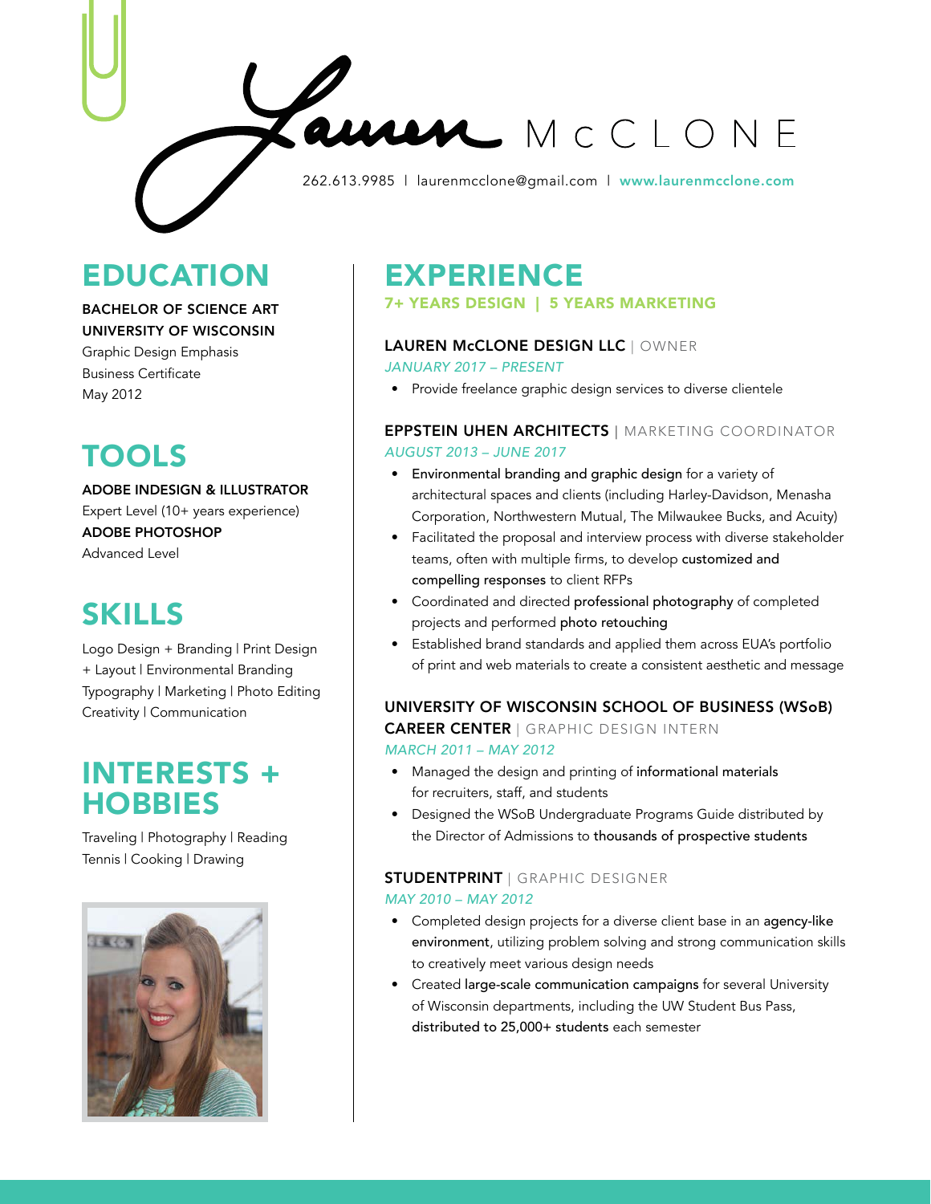# Lauren McCLONE

262.613.9985 | laurenmcclone@gmail.com | www.laurenmcclone.com

## EDUCATION

**BACHELOR OF SCIENCE ART**
**UNIVERSITY OF WISCONSIN**
Graphic Design Emphasis
Business Certificate
May 2012

## TOOLS

**ADOBE INDESIGN & ILLUSTRATOR**
Expert Level (10+ years experience)
**ADOBE PHOTOSHOP**
Advanced Level

## SKILLS

Logo Design + Branding | Print Design + Layout | Environmental Branding
Typography | Marketing | Photo Editing
Creativity | Communication

## INTERESTS + HOBBIES

Traveling | Photography | Reading
Tennis | Cooking | Drawing

## EXPERIENCE

### 7+ YEARS DESIGN | 5 YEARS MARKETING

**LAUREN McCLONE DESIGN LLC** | OWNER
*JANUARY 2017 – PRESENT*

- Provide freelance graphic design services to diverse clientele

**EPPSTEIN UHEN ARCHITECTS** | MARKETING COORDINATOR
*AUGUST 2013 – JUNE 2017*

- **Environmental branding and graphic design** for a variety of architectural spaces and clients (including Harley-Davidson, Menasha Corporation, Northwestern Mutual, The Milwaukee Bucks, and Acuity)
- Facilitated the proposal and interview process with diverse stakeholder teams, often with multiple firms, to develop **customized and compelling responses** to client RFPs
- Coordinated and directed **professional photography** of completed projects and performed **photo retouching**
- Established brand standards and applied them across EUA's portfolio of print and web materials to create a consistent aesthetic and message

**UNIVERSITY OF WISCONSIN SCHOOL OF BUSINESS (WSoB) CAREER CENTER** | GRAPHIC DESIGN INTERN
*MARCH 2011 – MAY 2012*

- Managed the design and printing of **informational materials** for recruiters, staff, and students
- Designed the WSoB Undergraduate Programs Guide distributed by the Director of Admissions to **thousands of prospective students**

**STUDENTPRINT** | GRAPHIC DESIGNER
*MAY 2010 – MAY 2012*

- Completed design projects for a diverse client base in an **agency-like environment**, utilizing problem solving and strong communication skills to creatively meet various design needs
- Created **large-scale communication campaigns** for several University of Wisconsin departments, including the UW Student Bus Pass, **distributed to 25,000+ students** each semester